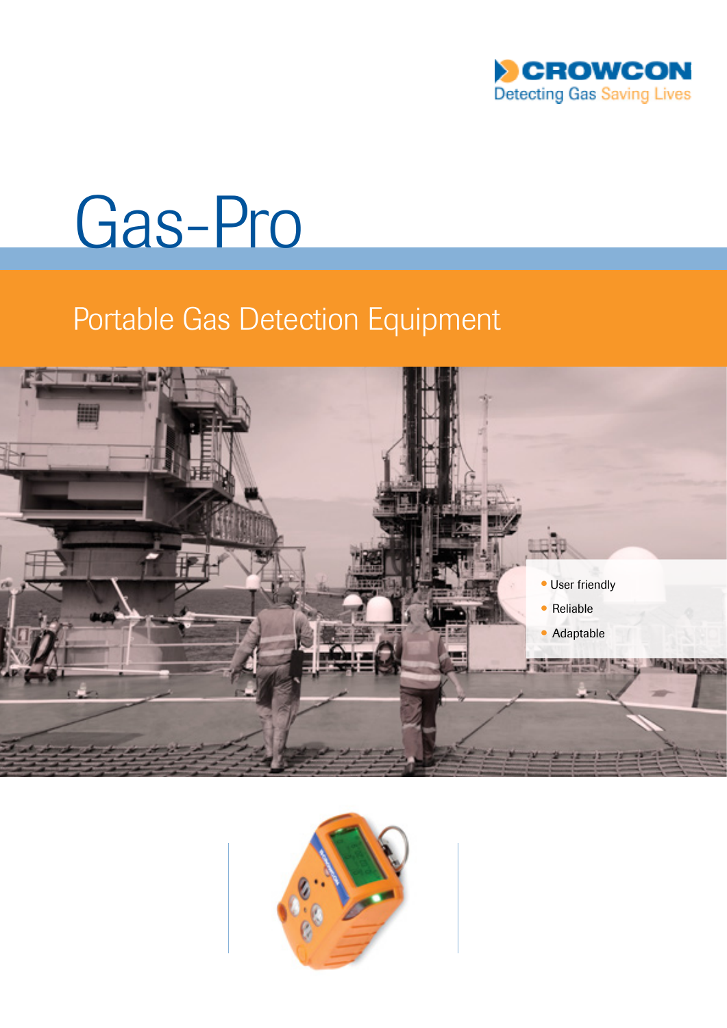CROWCON

Detecting Gas Saving Lives

# Gas-Pro

## Portable Gas Detection Equipment

- User friendly
- Reliable
- Adaptable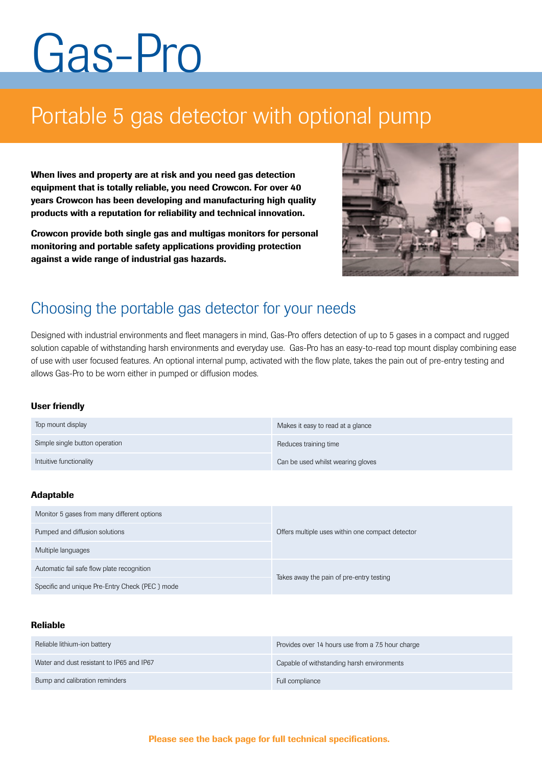# Gas-Pro

## Portable 5 gas detector with optional pump

**When lives and property are at risk and you need gas detection equipment that is totally reliable, you need Crowcon. For over 40 years Crowcon has been developing and manufacturing high quality products with a reputation for reliability and technical innovation.**

**Crowcon provide both single gas and multigas monitors for personal monitoring and portable safety applications providing protection against a wide range of industrial gas hazards.**

## Choosing the portable gas detector for your needs

Designed with industrial environments and fleet managers in mind, Gas-Pro offers detection of up to 5 gases in a compact and rugged solution capable of withstanding harsh environments and everyday use. Gas-Pro has an easy-to-read top mount display combining ease of use with user focused features. An optional internal pump, activated with the flow plate, takes the pain out of pre-entry testing and allows Gas-Pro to be worn either in pumped or diffusion modes.

### User friendly

| | |
|---|---|
| Top mount display | Makes it easy to read at a glance |
| Simple single button operation | Reduces training time |
| Intuitive functionality | Can be used whilst wearing gloves |

### Adaptable

| | |
|---|---|
| Monitor 5 gases from many different options | Offers multiple uses within one compact detector |
| Pumped and diffusion solutions | |
| Multiple languages | |
| Automatic fail safe flow plate recognition | Takes away the pain of pre-entry testing |
| Specific and unique Pre-Entry Check (PEC ) mode | |

### Reliable

| | |
|---|---|
| Reliable lithium-ion battery | Provides over 14 hours use from a 7.5 hour charge |
| Water and dust resistant to IP65 and IP67 | Capable of withstanding harsh environments |
| Bump and calibration reminders | Full compliance |

**Please see the back page for full technical specifications.**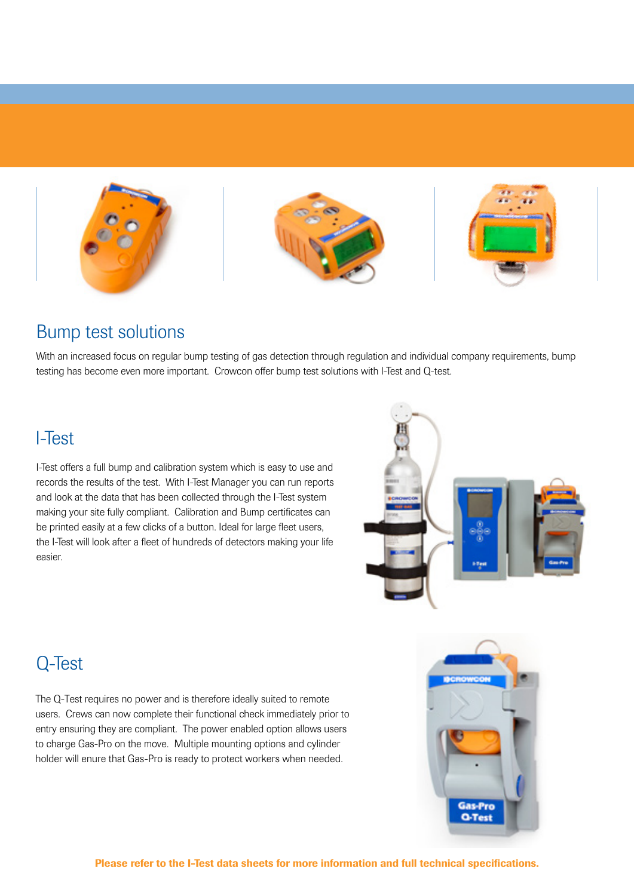## Bump test solutions

With an increased focus on regular bump testing of gas detection through regulation and individual company requirements, bump testing has become even more important. Crowcon offer bump test solutions with I-Test and Q-test.

## I-Test

I-Test offers a full bump and calibration system which is easy to use and records the results of the test. With I-Test Manager you can run reports and look at the data that has been collected through the I-Test system making your site fully compliant. Calibration and Bump certificates can be printed easily at a few clicks of a button. Ideal for large fleet users, the I-Test will look after a fleet of hundreds of detectors making your life easier.

## Q-Test

The Q-Test requires no power and is therefore ideally suited to remote users. Crews can now complete their functional check immediately prior to entry ensuring they are compliant. The power enabled option allows users to charge Gas-Pro on the move. Multiple mounting options and cylinder holder will enure that Gas-Pro is ready to protect workers when needed.

**Please refer to the I-Test data sheets for more information and full technical specifications.**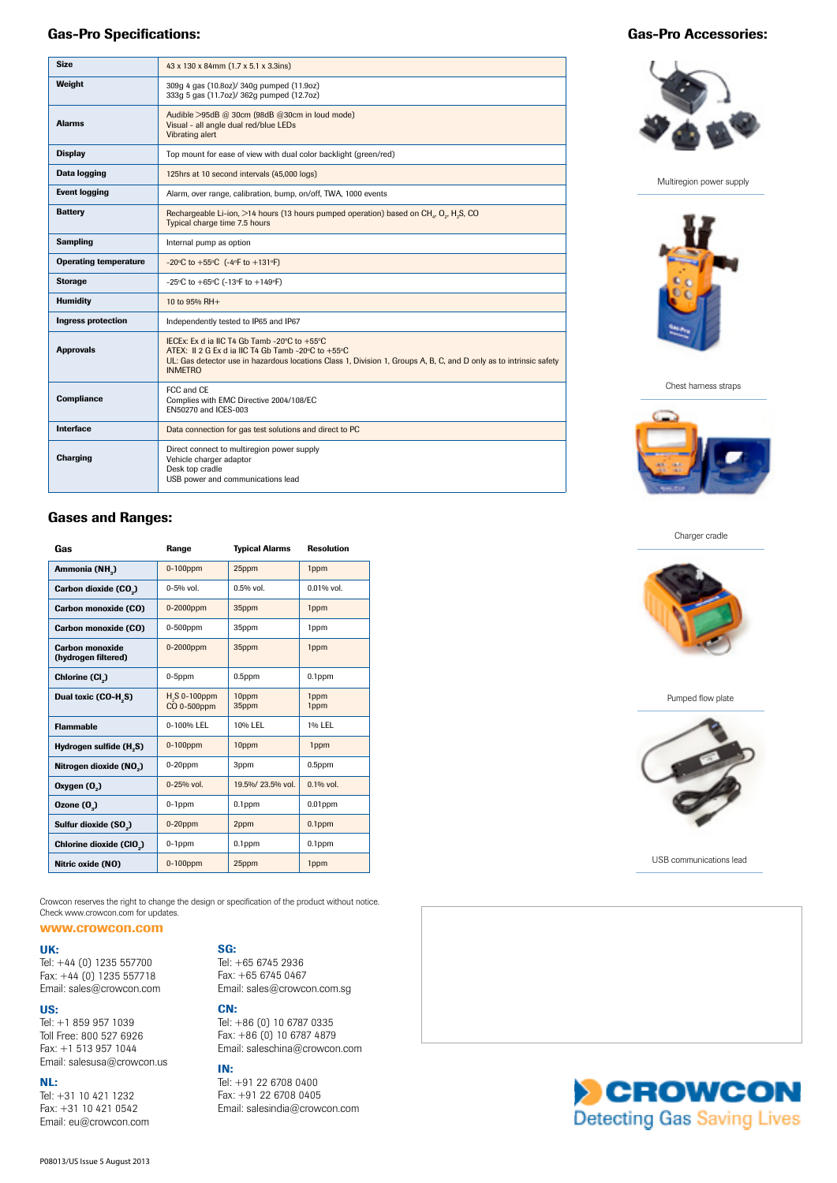## Gas-Pro Specifications:

| | |
|---|---|
| **Size** | 43 x 130 x 84mm (1.7 x 5.1 x 3.3ins) |
| **Weight** | 309g 4 gas (10.8oz)/ 340g pumped (11.9oz)<br>333g 5 gas (11.7oz)/ 362g pumped (12.7oz) |
| **Alarms** | Audible >95dB @ 30cm (98dB @30cm in loud mode)<br>Visual - all angle dual red/blue LEDs<br>Vibrating alert |
| **Display** | Top mount for ease of view with dual color backlight (green/red) |
| **Data logging** | 125hrs at 10 second intervals (45,000 logs) |
| **Event logging** | Alarm, over range, calibration, bump, on/off, TWA, 1000 events |
| **Battery** | Rechargeable Li-ion, >14 hours (13 hours pumped operation) based on $CH_4$, $O_2$, $H_2S$, CO<br>Typical charge time 7.5 hours |
| **Sampling** | Internal pump as option |
| **Operating temperature** | -20ºC to +55ºC (-4ºF to +131ºF) |
| **Storage** | -25ºC to +65ºC (-13ºF to +149ºF) |
| **Humidity** | 10 to 95% RH+ |
| **Ingress protection** | Independently tested to IP65 and IP67 |
| **Approvals** | IECEx: Ex d ia IIC T4 Gb Tamb -20ºC to +55ºC<br>ATEX: II 2 G Ex d ia IIC T4 Gb Tamb -20ºC to +55ºC<br>UL: Gas detector use in hazardous locations Class 1, Division 1, Groups A, B, C, and D only as to intrinsic safety<br>INMETRO |
| **Compliance** | FCC and CE<br>Complies with EMC Directive 2004/108/EC<br>EN50270 and ICES-003 |
| **Interface** | Data connection for gas test solutions and direct to PC |
| **Charging** | Direct connect to multiregion power supply<br>Vehicle charger adaptor<br>Desk top cradle<br>USB power and communications lead |

## Gases and Ranges:

| Gas | Range | Typical Alarms | Resolution |
|---|---|---|---|
| **Ammonia ($NH_3$)** | 0-100ppm | 25ppm | 1ppm |
| **Carbon dioxide ($CO_2$)** | 0-5% vol. | 0.5% vol. | 0.01% vol. |
| **Carbon monoxide (CO)** | 0-2000ppm | 35ppm | 1ppm |
| **Carbon monoxide (CO)** | 0-500ppm | 35ppm | 1ppm |
| **Carbon monoxide (hydrogen filtered)** | 0-2000ppm | 35ppm | 1ppm |
| **Chlorine ($Cl_2$)** | 0-5ppm | 0.5ppm | 0.1ppm |
| **Dual toxic (CO-$H_2S$)** | $H_2S$ 0-100ppm<br>CO 0-500ppm | 10ppm<br>35ppm | 1ppm<br>1ppm |
| **Flammable** | 0-100% LEL | 10% LEL | 1% LEL |
| **Hydrogen sulfide ($H_2S$)** | 0-100ppm | 10ppm | 1ppm |
| **Nitrogen dioxide ($NO_2$)** | 0-20ppm | 3ppm | 0.5ppm |
| **Oxygen ($O_2$)** | 0-25% vol. | 19.5%/ 23.5% vol. | 0.1% vol. |
| **Ozone ($O_3$)** | 0-1ppm | 0.1ppm | 0.01ppm |
| **Sulfur dioxide ($SO_2$)** | 0-20ppm | 2ppm | 0.1ppm |
| **Chlorine dioxide ($ClO_2$)** | 0-1ppm | 0.1ppm | 0.1ppm |
| **Nitric oxide (NO)** | 0-100ppm | 25ppm | 1ppm |

## Gas-Pro Accessories:

Multiregion power supply

Chest harness straps

Charger cradle

Pumped flow plate

USB communications lead

Crowcon reserves the right to change the design or specification of the product without notice. Check www.crowcon.com for updates.

**www.crowcon.com**

**UK:**
Tel: +44 (0) 1235 557700
Fax: +44 (0) 1235 557718
Email: sales@crowcon.com

**US:**
Tel: +1 859 957 1039
Toll Free: 800 527 6926
Fax: +1 513 957 1044
Email: salesusa@crowcon.us

**NL:**
Tel: +31 10 421 1232
Fax: +31 10 421 0542
Email: eu@crowcon.com

**SG:**
Tel: +65 6745 2936
Fax: +65 6745 0467
Email: sales@crowcon.com.sg

**CN:**
Tel: +86 (0) 10 6787 0335
Fax: +86 (0) 10 6787 4879
Email: saleschina@crowcon.com

**IN:**
Tel: +91 22 6708 0400
Fax: +91 22 6708 0405
Email: salesindia@crowcon.com

**CROWCON**
Detecting Gas Saving Lives

P08013/US Issue 5 August 2013